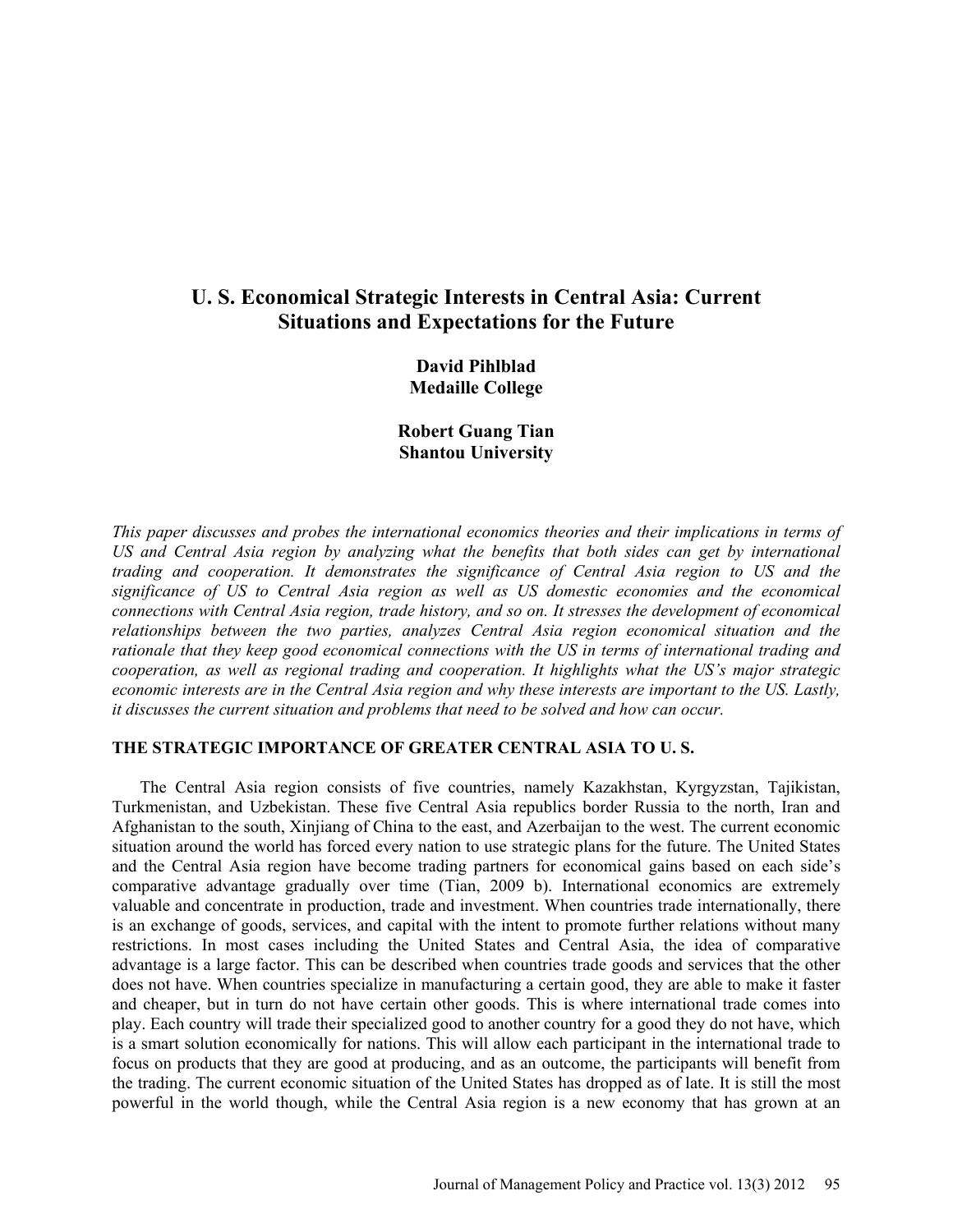# U. S. Economical Strategic Interests in Central Asia: Current Situations and Expectations for the Future

**David Pihlblad**
**Medaille College**

**Robert Guang Tian**
**Shantou University**

*This paper discusses and probes the international economics theories and their implications in terms of US and Central Asia region by analyzing what the benefits that both sides can get by international trading and cooperation. It demonstrates the significance of Central Asia region to US and the significance of US to Central Asia region as well as US domestic economies and the economical connections with Central Asia region, trade history, and so on. It stresses the development of economical relationships between the two parties, analyzes Central Asia region economical situation and the rationale that they keep good economical connections with the US in terms of international trading and cooperation, as well as regional trading and cooperation. It highlights what the US's major strategic economic interests are in the Central Asia region and why these interests are important to the US. Lastly, it discusses the current situation and problems that need to be solved and how can occur.*

## THE STRATEGIC IMPORTANCE OF GREATER CENTRAL ASIA TO U. S.

The Central Asia region consists of five countries, namely Kazakhstan, Kyrgyzstan, Tajikistan, Turkmenistan, and Uzbekistan. These five Central Asia republics border Russia to the north, Iran and Afghanistan to the south, Xinjiang of China to the east, and Azerbaijan to the west. The current economic situation around the world has forced every nation to use strategic plans for the future. The United States and the Central Asia region have become trading partners for economical gains based on each side's comparative advantage gradually over time (Tian, 2009 b). International economics are extremely valuable and concentrate in production, trade and investment. When countries trade internationally, there is an exchange of goods, services, and capital with the intent to promote further relations without many restrictions. In most cases including the United States and Central Asia, the idea of comparative advantage is a large factor. This can be described when countries trade goods and services that the other does not have. When countries specialize in manufacturing a certain good, they are able to make it faster and cheaper, but in turn do not have certain other goods. This is where international trade comes into play. Each country will trade their specialized good to another country for a good they do not have, which is a smart solution economically for nations. This will allow each participant in the international trade to focus on products that they are good at producing, and as an outcome, the participants will benefit from the trading. The current economic situation of the United States has dropped as of late. It is still the most powerful in the world though, while the Central Asia region is a new economy that has grown at an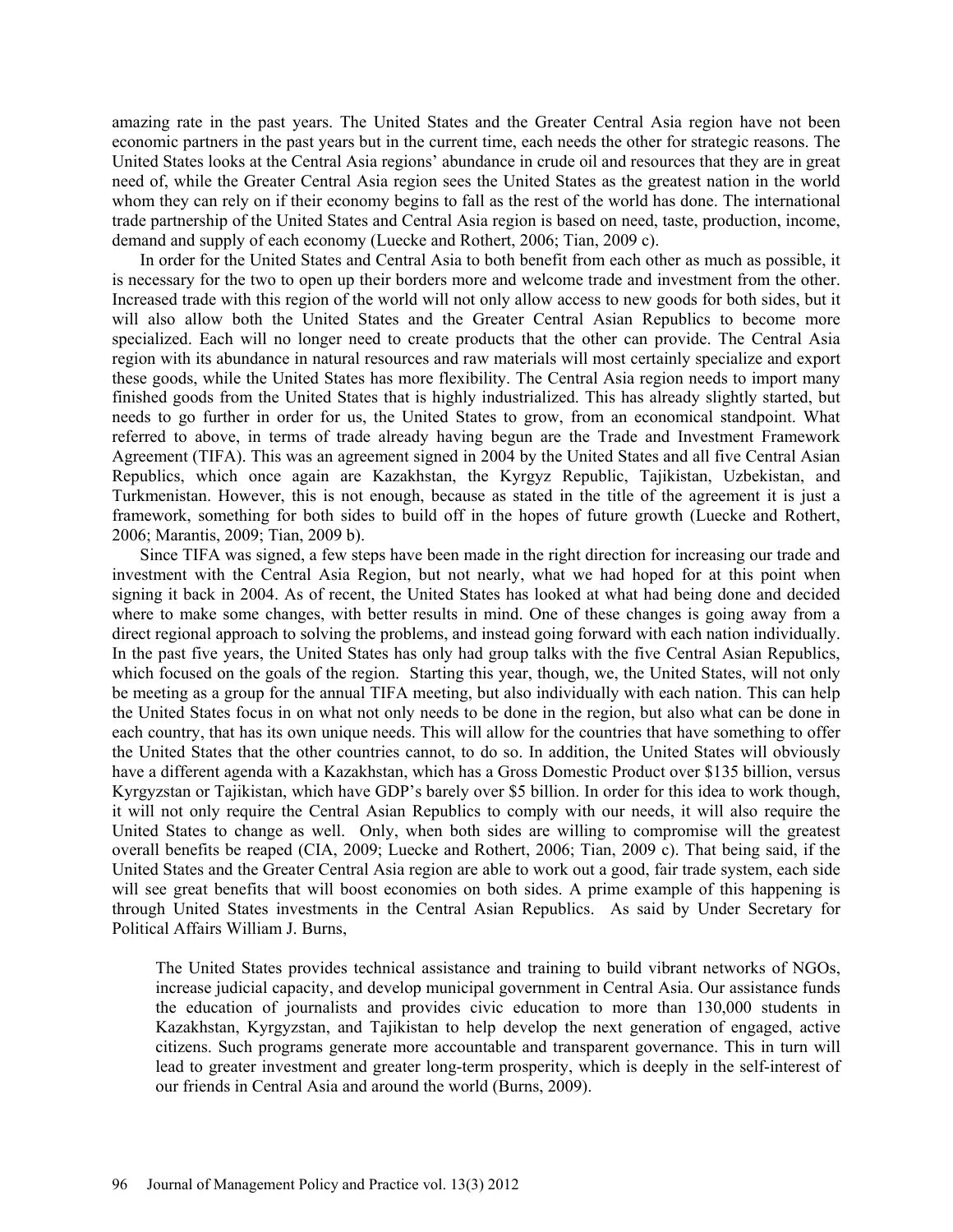amazing rate in the past years. The United States and the Greater Central Asia region have not been economic partners in the past years but in the current time, each needs the other for strategic reasons. The United States looks at the Central Asia regions' abundance in crude oil and resources that they are in great need of, while the Greater Central Asia region sees the United States as the greatest nation in the world whom they can rely on if their economy begins to fall as the rest of the world has done. The international trade partnership of the United States and Central Asia region is based on need, taste, production, income, demand and supply of each economy (Luecke and Rothert, 2006; Tian, 2009 c).

In order for the United States and Central Asia to both benefit from each other as much as possible, it is necessary for the two to open up their borders more and welcome trade and investment from the other. Increased trade with this region of the world will not only allow access to new goods for both sides, but it will also allow both the United States and the Greater Central Asian Republics to become more specialized. Each will no longer need to create products that the other can provide. The Central Asia region with its abundance in natural resources and raw materials will most certainly specialize and export these goods, while the United States has more flexibility. The Central Asia region needs to import many finished goods from the United States that is highly industrialized. This has already slightly started, but needs to go further in order for us, the United States to grow, from an economical standpoint. What referred to above, in terms of trade already having begun are the Trade and Investment Framework Agreement (TIFA). This was an agreement signed in 2004 by the United States and all five Central Asian Republics, which once again are Kazakhstan, the Kyrgyz Republic, Tajikistan, Uzbekistan, and Turkmenistan. However, this is not enough, because as stated in the title of the agreement it is just a framework, something for both sides to build off in the hopes of future growth (Luecke and Rothert, 2006; Marantis, 2009; Tian, 2009 b).

Since TIFA was signed, a few steps have been made in the right direction for increasing our trade and investment with the Central Asia Region, but not nearly, what we had hoped for at this point when signing it back in 2004. As of recent, the United States has looked at what had being done and decided where to make some changes, with better results in mind. One of these changes is going away from a direct regional approach to solving the problems, and instead going forward with each nation individually. In the past five years, the United States has only had group talks with the five Central Asian Republics, which focused on the goals of the region. Starting this year, though, we, the United States, will not only be meeting as a group for the annual TIFA meeting, but also individually with each nation. This can help the United States focus in on what not only needs to be done in the region, but also what can be done in each country, that has its own unique needs. This will allow for the countries that have something to offer the United States that the other countries cannot, to do so. In addition, the United States will obviously have a different agenda with a Kazakhstan, which has a Gross Domestic Product over $135 billion, versus Kyrgyzstan or Tajikistan, which have GDP's barely over $5 billion. In order for this idea to work though, it will not only require the Central Asian Republics to comply with our needs, it will also require the United States to change as well. Only, when both sides are willing to compromise will the greatest overall benefits be reaped (CIA, 2009; Luecke and Rothert, 2006; Tian, 2009 c). That being said, if the United States and the Greater Central Asia region are able to work out a good, fair trade system, each side will see great benefits that will boost economies on both sides. A prime example of this happening is through United States investments in the Central Asian Republics. As said by Under Secretary for Political Affairs William J. Burns,

> The United States provides technical assistance and training to build vibrant networks of NGOs, increase judicial capacity, and develop municipal government in Central Asia. Our assistance funds the education of journalists and provides civic education to more than 130,000 students in Kazakhstan, Kyrgyzstan, and Tajikistan to help develop the next generation of engaged, active citizens. Such programs generate more accountable and transparent governance. This in turn will lead to greater investment and greater long-term prosperity, which is deeply in the self-interest of our friends in Central Asia and around the world (Burns, 2009).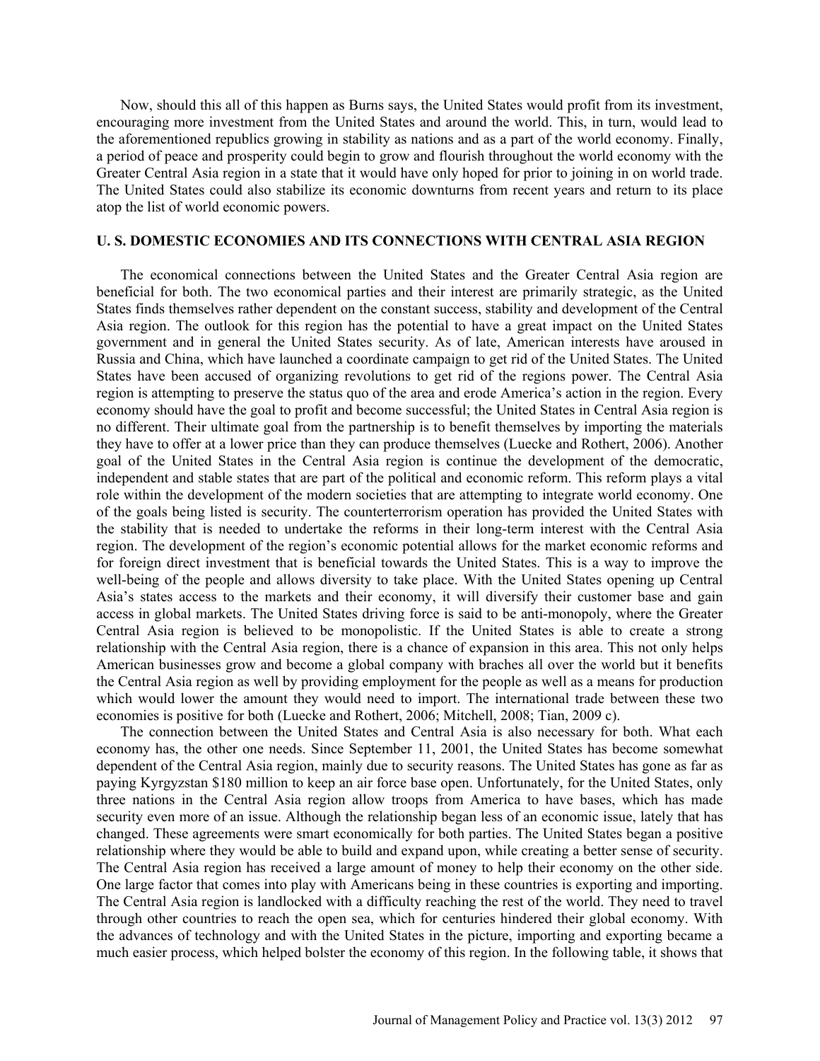Now, should this all of this happen as Burns says, the United States would profit from its investment, encouraging more investment from the United States and around the world. This, in turn, would lead to the aforementioned republics growing in stability as nations and as a part of the world economy. Finally, a period of peace and prosperity could begin to grow and flourish throughout the world economy with the Greater Central Asia region in a state that it would have only hoped for prior to joining in on world trade. The United States could also stabilize its economic downturns from recent years and return to its place atop the list of world economic powers.

## U. S. DOMESTIC ECONOMIES AND ITS CONNECTIONS WITH CENTRAL ASIA REGION

The economical connections between the United States and the Greater Central Asia region are beneficial for both. The two economical parties and their interest are primarily strategic, as the United States finds themselves rather dependent on the constant success, stability and development of the Central Asia region. The outlook for this region has the potential to have a great impact on the United States government and in general the United States security. As of late, American interests have aroused in Russia and China, which have launched a coordinate campaign to get rid of the United States. The United States have been accused of organizing revolutions to get rid of the regions power. The Central Asia region is attempting to preserve the status quo of the area and erode America's action in the region. Every economy should have the goal to profit and become successful; the United States in Central Asia region is no different. Their ultimate goal from the partnership is to benefit themselves by importing the materials they have to offer at a lower price than they can produce themselves (Luecke and Rothert, 2006). Another goal of the United States in the Central Asia region is continue the development of the democratic, independent and stable states that are part of the political and economic reform. This reform plays a vital role within the development of the modern societies that are attempting to integrate world economy. One of the goals being listed is security. The counterterrorism operation has provided the United States with the stability that is needed to undertake the reforms in their long-term interest with the Central Asia region. The development of the region's economic potential allows for the market economic reforms and for foreign direct investment that is beneficial towards the United States. This is a way to improve the well-being of the people and allows diversity to take place. With the United States opening up Central Asia's states access to the markets and their economy, it will diversify their customer base and gain access in global markets. The United States driving force is said to be anti-monopoly, where the Greater Central Asia region is believed to be monopolistic. If the United States is able to create a strong relationship with the Central Asia region, there is a chance of expansion in this area. This not only helps American businesses grow and become a global company with braches all over the world but it benefits the Central Asia region as well by providing employment for the people as well as a means for production which would lower the amount they would need to import. The international trade between these two economies is positive for both (Luecke and Rothert, 2006; Mitchell, 2008; Tian, 2009 c).

The connection between the United States and Central Asia is also necessary for both. What each economy has, the other one needs. Since September 11, 2001, the United States has become somewhat dependent of the Central Asia region, mainly due to security reasons. The United States has gone as far as paying Kyrgyzstan $180 million to keep an air force base open. Unfortunately, for the United States, only three nations in the Central Asia region allow troops from America to have bases, which has made security even more of an issue. Although the relationship began less of an economic issue, lately that has changed. These agreements were smart economically for both parties. The United States began a positive relationship where they would be able to build and expand upon, while creating a better sense of security. The Central Asia region has received a large amount of money to help their economy on the other side. One large factor that comes into play with Americans being in these countries is exporting and importing. The Central Asia region is landlocked with a difficulty reaching the rest of the world. They need to travel through other countries to reach the open sea, which for centuries hindered their global economy. With the advances of technology and with the United States in the picture, importing and exporting became a much easier process, which helped bolster the economy of this region. In the following table, it shows that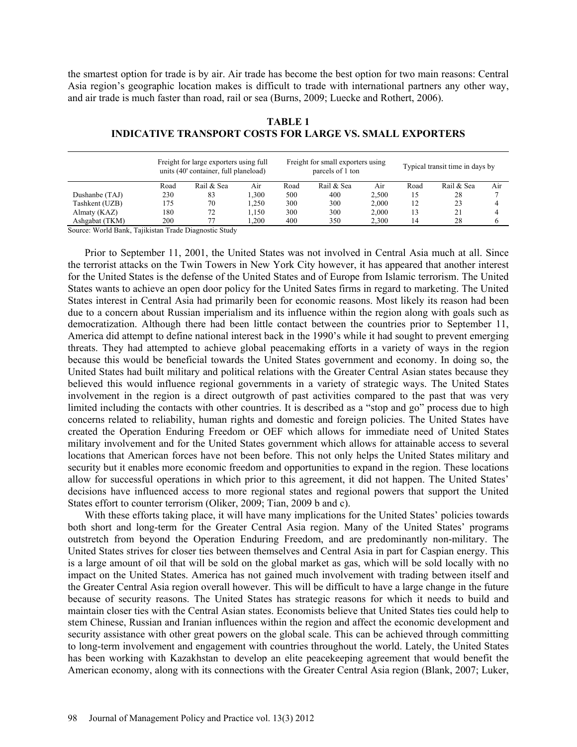the smartest option for trade is by air. Air trade has become the best option for two main reasons: Central Asia region's geographic location makes is difficult to trade with international partners any other way, and air trade is much faster than road, rail or sea (Burns, 2009; Luecke and Rothert, 2006).

**TABLE 1**
**INDICATIVE TRANSPORT COSTS FOR LARGE VS. SMALL EXPORTERS**

| | Freight for large exporters using full units (40' container, full planeload) | | | Freight for small exporters using parcels of 1 ton | | | Typical transit time in days by | | |
|---|---|---|---|---|---|---|---|---|---|
| | Road | Rail & Sea | Air | Road | Rail & Sea | Air | Road | Rail & Sea | Air |
| Dushanbe (TAJ) | 230 | 83 | 1,300 | 500 | 400 | 2,500 | 15 | 28 | 7 |
| Tashkent (UZB) | 175 | 70 | 1,250 | 300 | 300 | 2,000 | 12 | 23 | 4 |
| Almaty (KAZ) | 180 | 72 | 1,150 | 300 | 300 | 2,000 | 13 | 21 | 4 |
| Ashgabat (TKM) | 200 | 77 | 1,200 | 400 | 350 | 2,300 | 14 | 28 | 6 |

Source: World Bank, Tajikistan Trade Diagnostic Study

Prior to September 11, 2001, the United States was not involved in Central Asia much at all. Since the terrorist attacks on the Twin Towers in New York City however, it has appeared that another interest for the United States is the defense of the United States and of Europe from Islamic terrorism. The United States wants to achieve an open door policy for the United Sates firms in regard to marketing. The United States interest in Central Asia had primarily been for economic reasons. Most likely its reason had been due to a concern about Russian imperialism and its influence within the region along with goals such as democratization. Although there had been little contact between the countries prior to September 11, America did attempt to define national interest back in the 1990's while it had sought to prevent emerging threats. They had attempted to achieve global peacemaking efforts in a variety of ways in the region because this would be beneficial towards the United States government and economy. In doing so, the United States had built military and political relations with the Greater Central Asian states because they believed this would influence regional governments in a variety of strategic ways. The United States involvement in the region is a direct outgrowth of past activities compared to the past that was very limited including the contacts with other countries. It is described as a "stop and go" process due to high concerns related to reliability, human rights and domestic and foreign policies. The United States have created the Operation Enduring Freedom or OEF which allows for immediate need of United States military involvement and for the United States government which allows for attainable access to several locations that American forces have not been before. This not only helps the United States military and security but it enables more economic freedom and opportunities to expand in the region. These locations allow for successful operations in which prior to this agreement, it did not happen. The United States' decisions have influenced access to more regional states and regional powers that support the United States effort to counter terrorism (Oliker, 2009; Tian, 2009 b and c).

With these efforts taking place, it will have many implications for the United States' policies towards both short and long-term for the Greater Central Asia region. Many of the United States' programs outstretch from beyond the Operation Enduring Freedom, and are predominantly non-military. The United States strives for closer ties between themselves and Central Asia in part for Caspian energy. This is a large amount of oil that will be sold on the global market as gas, which will be sold locally with no impact on the United States. America has not gained much involvement with trading between itself and the Greater Central Asia region overall however. This will be difficult to have a large change in the future because of security reasons. The United States has strategic reasons for which it needs to build and maintain closer ties with the Central Asian states. Economists believe that United States ties could help to stem Chinese, Russian and Iranian influences within the region and affect the economic development and security assistance with other great powers on the global scale. This can be achieved through committing to long-term involvement and engagement with countries throughout the world. Lately, the United States has been working with Kazakhstan to develop an elite peacekeeping agreement that would benefit the American economy, along with its connections with the Greater Central Asia region (Blank, 2007; Luker,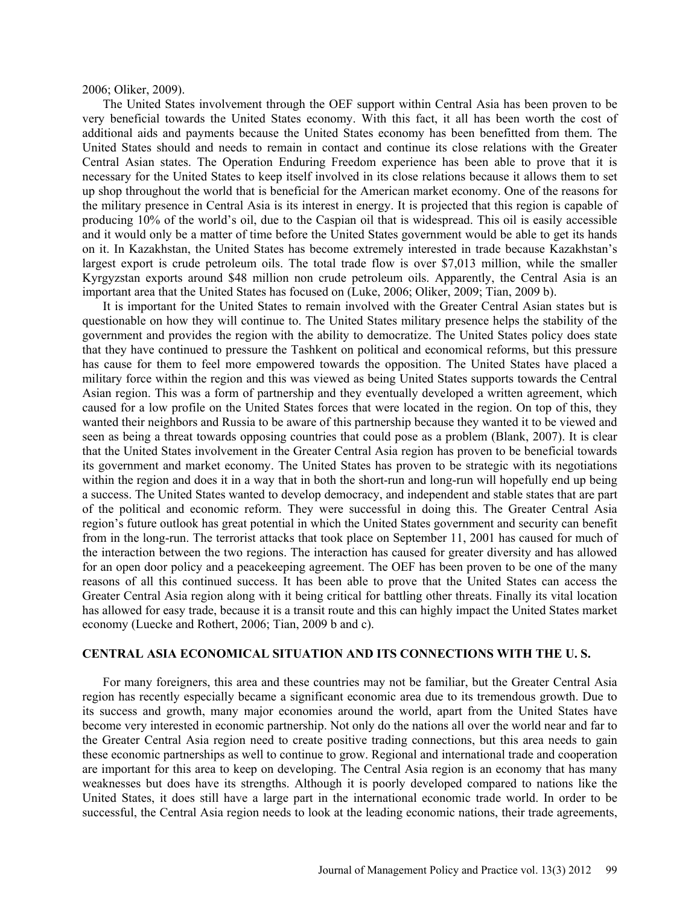2006; Oliker, 2009).

The United States involvement through the OEF support within Central Asia has been proven to be very beneficial towards the United States economy. With this fact, it all has been worth the cost of additional aids and payments because the United States economy has been benefitted from them. The United States should and needs to remain in contact and continue its close relations with the Greater Central Asian states. The Operation Enduring Freedom experience has been able to prove that it is necessary for the United States to keep itself involved in its close relations because it allows them to set up shop throughout the world that is beneficial for the American market economy. One of the reasons for the military presence in Central Asia is its interest in energy. It is projected that this region is capable of producing 10% of the world's oil, due to the Caspian oil that is widespread. This oil is easily accessible and it would only be a matter of time before the United States government would be able to get its hands on it. In Kazakhstan, the United States has become extremely interested in trade because Kazakhstan's largest export is crude petroleum oils. The total trade flow is over $7,013 million, while the smaller Kyrgyzstan exports around $48 million non crude petroleum oils. Apparently, the Central Asia is an important area that the United States has focused on (Luke, 2006; Oliker, 2009; Tian, 2009 b).

It is important for the United States to remain involved with the Greater Central Asian states but is questionable on how they will continue to. The United States military presence helps the stability of the government and provides the region with the ability to democratize. The United States policy does state that they have continued to pressure the Tashkent on political and economical reforms, but this pressure has cause for them to feel more empowered towards the opposition. The United States have placed a military force within the region and this was viewed as being United States supports towards the Central Asian region. This was a form of partnership and they eventually developed a written agreement, which caused for a low profile on the United States forces that were located in the region. On top of this, they wanted their neighbors and Russia to be aware of this partnership because they wanted it to be viewed and seen as being a threat towards opposing countries that could pose as a problem (Blank, 2007). It is clear that the United States involvement in the Greater Central Asia region has proven to be beneficial towards its government and market economy. The United States has proven to be strategic with its negotiations within the region and does it in a way that in both the short-run and long-run will hopefully end up being a success. The United States wanted to develop democracy, and independent and stable states that are part of the political and economic reform. They were successful in doing this. The Greater Central Asia region's future outlook has great potential in which the United States government and security can benefit from in the long-run. The terrorist attacks that took place on September 11, 2001 has caused for much of the interaction between the two regions. The interaction has caused for greater diversity and has allowed for an open door policy and a peacekeeping agreement. The OEF has been proven to be one of the many reasons of all this continued success. It has been able to prove that the United States can access the Greater Central Asia region along with it being critical for battling other threats. Finally its vital location has allowed for easy trade, because it is a transit route and this can highly impact the United States market economy (Luecke and Rothert, 2006; Tian, 2009 b and c).

## CENTRAL ASIA ECONOMICAL SITUATION AND ITS CONNECTIONS WITH THE U. S.

For many foreigners, this area and these countries may not be familiar, but the Greater Central Asia region has recently especially became a significant economic area due to its tremendous growth. Due to its success and growth, many major economies around the world, apart from the United States have become very interested in economic partnership. Not only do the nations all over the world near and far to the Greater Central Asia region need to create positive trading connections, but this area needs to gain these economic partnerships as well to continue to grow. Regional and international trade and cooperation are important for this area to keep on developing. The Central Asia region is an economy that has many weaknesses but does have its strengths. Although it is poorly developed compared to nations like the United States, it does still have a large part in the international economic trade world. In order to be successful, the Central Asia region needs to look at the leading economic nations, their trade agreements,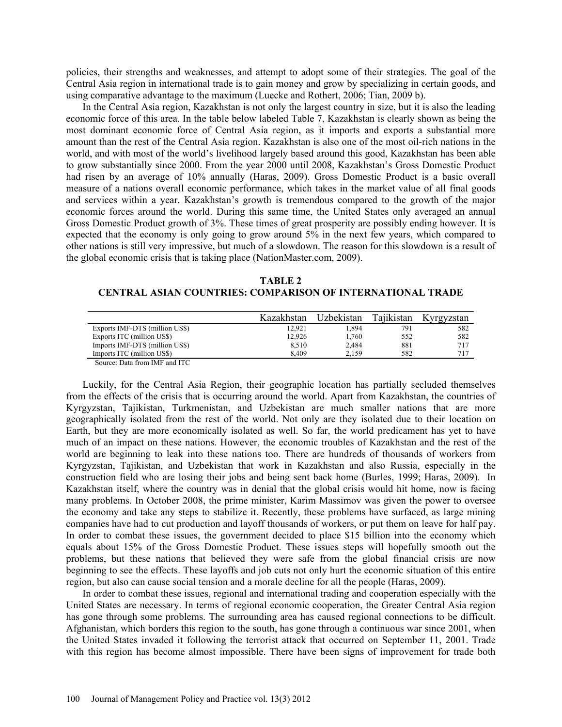policies, their strengths and weaknesses, and attempt to adopt some of their strategies. The goal of the Central Asia region in international trade is to gain money and grow by specializing in certain goods, and using comparative advantage to the maximum (Luecke and Rothert, 2006; Tian, 2009 b).

In the Central Asia region, Kazakhstan is not only the largest country in size, but it is also the leading economic force of this area. In the table below labeled Table 7, Kazakhstan is clearly shown as being the most dominant economic force of Central Asia region, as it imports and exports a substantial more amount than the rest of the Central Asia region. Kazakhstan is also one of the most oil-rich nations in the world, and with most of the world's livelihood largely based around this good, Kazakhstan has been able to grow substantially since 2000. From the year 2000 until 2008, Kazakhstan's Gross Domestic Product had risen by an average of 10% annually (Haras, 2009). Gross Domestic Product is a basic overall measure of a nations overall economic performance, which takes in the market value of all final goods and services within a year. Kazakhstan's growth is tremendous compared to the growth of the major economic forces around the world. During this same time, the United States only averaged an annual Gross Domestic Product growth of 3%. These times of great prosperity are possibly ending however. It is expected that the economy is only going to grow around 5% in the next few years, which compared to other nations is still very impressive, but much of a slowdown. The reason for this slowdown is a result of the global economic crisis that is taking place (NationMaster.com, 2009).

**TABLE 2**
**CENTRAL ASIAN COUNTRIES: COMPARISON OF INTERNATIONAL TRADE**

| | Kazakhstan | Uzbekistan | Tajikistan | Kyrgyzstan |
|---|---|---|---|---|
| Exports IMF-DTS (million US$) | 12,921 | 1,894 | 791 | 582 |
| Exports ITC (million US$) | 12,926 | 1,760 | 552 | 582 |
| Imports IMF-DTS (million US$) | 8,510 | 2,484 | 881 | 717 |
| Imports ITC (million US$) | 8,409 | 2,159 | 582 | 717 |

Source: Data from IMF and ITC

Luckily, for the Central Asia Region, their geographic location has partially secluded themselves from the effects of the crisis that is occurring around the world. Apart from Kazakhstan, the countries of Kyrgyzstan, Tajikistan, Turkmenistan, and Uzbekistan are much smaller nations that are more geographically isolated from the rest of the world. Not only are they isolated due to their location on Earth, but they are more economically isolated as well. So far, the world predicament has yet to have much of an impact on these nations. However, the economic troubles of Kazakhstan and the rest of the world are beginning to leak into these nations too. There are hundreds of thousands of workers from Kyrgyzstan, Tajikistan, and Uzbekistan that work in Kazakhstan and also Russia, especially in the construction field who are losing their jobs and being sent back home (Burles, 1999; Haras, 2009). In Kazakhstan itself, where the country was in denial that the global crisis would hit home, now is facing many problems. In October 2008, the prime minister, Karim Massimov was given the power to oversee the economy and take any steps to stabilize it. Recently, these problems have surfaced, as large mining companies have had to cut production and layoff thousands of workers, or put them on leave for half pay. In order to combat these issues, the government decided to place $15 billion into the economy which equals about 15% of the Gross Domestic Product. These issues steps will hopefully smooth out the problems, but these nations that believed they were safe from the global financial crisis are now beginning to see the effects. These layoffs and job cuts not only hurt the economic situation of this entire region, but also can cause social tension and a morale decline for all the people (Haras, 2009).

In order to combat these issues, regional and international trading and cooperation especially with the United States are necessary. In terms of regional economic cooperation, the Greater Central Asia region has gone through some problems. The surrounding area has caused regional connections to be difficult. Afghanistan, which borders this region to the south, has gone through a continuous war since 2001, when the United States invaded it following the terrorist attack that occurred on September 11, 2001. Trade with this region has become almost impossible. There have been signs of improvement for trade both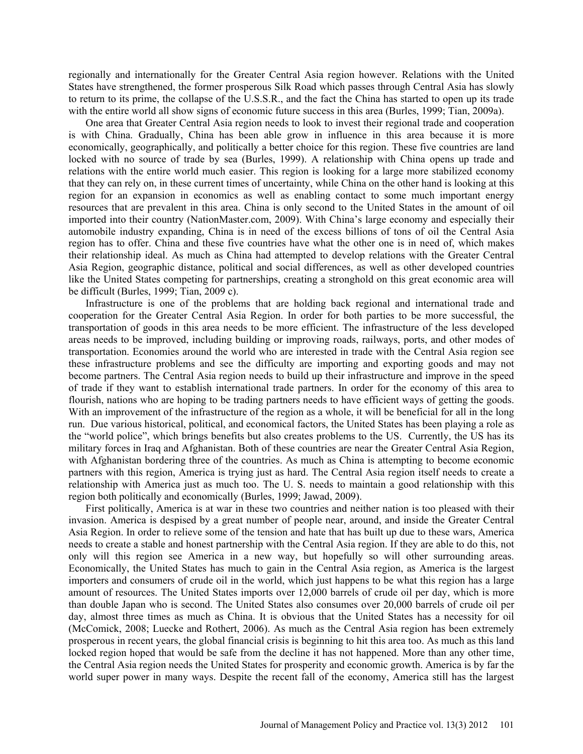regionally and internationally for the Greater Central Asia region however. Relations with the United States have strengthened, the former prosperous Silk Road which passes through Central Asia has slowly to return to its prime, the collapse of the U.S.S.R., and the fact the China has started to open up its trade with the entire world all show signs of economic future success in this area (Burles, 1999; Tian, 2009a).

One area that Greater Central Asia region needs to look to invest their regional trade and cooperation is with China. Gradually, China has been able grow in influence in this area because it is more economically, geographically, and politically a better choice for this region. These five countries are land locked with no source of trade by sea (Burles, 1999). A relationship with China opens up trade and relations with the entire world much easier. This region is looking for a large more stabilized economy that they can rely on, in these current times of uncertainty, while China on the other hand is looking at this region for an expansion in economics as well as enabling contact to some much important energy resources that are prevalent in this area. China is only second to the United States in the amount of oil imported into their country (NationMaster.com, 2009). With China's large economy and especially their automobile industry expanding, China is in need of the excess billions of tons of oil the Central Asia region has to offer. China and these five countries have what the other one is in need of, which makes their relationship ideal. As much as China had attempted to develop relations with the Greater Central Asia Region, geographic distance, political and social differences, as well as other developed countries like the United States competing for partnerships, creating a stronghold on this great economic area will be difficult (Burles, 1999; Tian, 2009 c).

Infrastructure is one of the problems that are holding back regional and international trade and cooperation for the Greater Central Asia Region. In order for both parties to be more successful, the transportation of goods in this area needs to be more efficient. The infrastructure of the less developed areas needs to be improved, including building or improving roads, railways, ports, and other modes of transportation. Economies around the world who are interested in trade with the Central Asia region see these infrastructure problems and see the difficulty are importing and exporting goods and may not become partners. The Central Asia region needs to build up their infrastructure and improve in the speed of trade if they want to establish international trade partners. In order for the economy of this area to flourish, nations who are hoping to be trading partners needs to have efficient ways of getting the goods. With an improvement of the infrastructure of the region as a whole, it will be beneficial for all in the long run. Due various historical, political, and economical factors, the United States has been playing a role as the "world police", which brings benefits but also creates problems to the US. Currently, the US has its military forces in Iraq and Afghanistan. Both of these countries are near the Greater Central Asia Region, with Afghanistan bordering three of the countries. As much as China is attempting to become economic partners with this region, America is trying just as hard. The Central Asia region itself needs to create a relationship with America just as much too. The U. S. needs to maintain a good relationship with this region both politically and economically (Burles, 1999; Jawad, 2009).

First politically, America is at war in these two countries and neither nation is too pleased with their invasion. America is despised by a great number of people near, around, and inside the Greater Central Asia Region. In order to relieve some of the tension and hate that has built up due to these wars, America needs to create a stable and honest partnership with the Central Asia region. If they are able to do this, not only will this region see America in a new way, but hopefully so will other surrounding areas. Economically, the United States has much to gain in the Central Asia region, as America is the largest importers and consumers of crude oil in the world, which just happens to be what this region has a large amount of resources. The United States imports over 12,000 barrels of crude oil per day, which is more than double Japan who is second. The United States also consumes over 20,000 barrels of crude oil per day, almost three times as much as China. It is obvious that the United States has a necessity for oil (McComick, 2008; Luecke and Rothert, 2006). As much as the Central Asia region has been extremely prosperous in recent years, the global financial crisis is beginning to hit this area too. As much as this land locked region hoped that would be safe from the decline it has not happened. More than any other time, the Central Asia region needs the United States for prosperity and economic growth. America is by far the world super power in many ways. Despite the recent fall of the economy, America still has the largest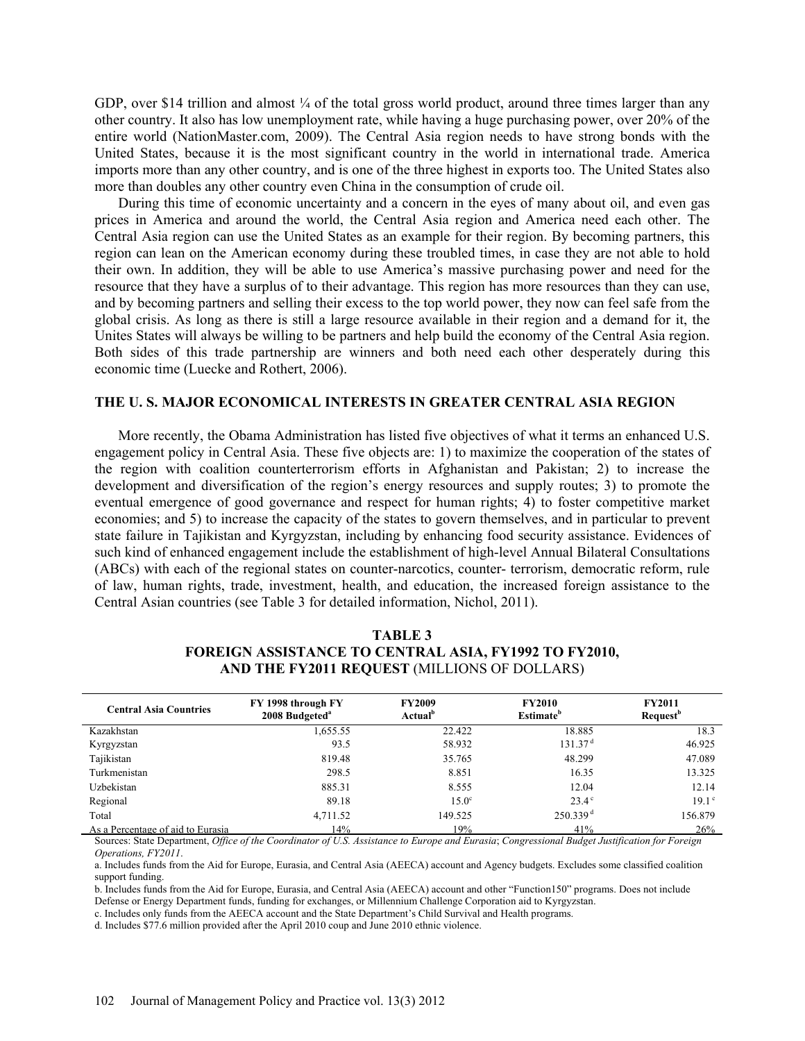GDP, over $14 trillion and almost ¼ of the total gross world product, around three times larger than any other country. It also has low unemployment rate, while having a huge purchasing power, over 20% of the entire world (NationMaster.com, 2009). The Central Asia region needs to have strong bonds with the United States, because it is the most significant country in the world in international trade. America imports more than any other country, and is one of the three highest in exports too. The United States also more than doubles any other country even China in the consumption of crude oil.

During this time of economic uncertainty and a concern in the eyes of many about oil, and even gas prices in America and around the world, the Central Asia region and America need each other. The Central Asia region can use the United States as an example for their region. By becoming partners, this region can lean on the American economy during these troubled times, in case they are not able to hold their own. In addition, they will be able to use America's massive purchasing power and need for the resource that they have a surplus of to their advantage. This region has more resources than they can use, and by becoming partners and selling their excess to the top world power, they now can feel safe from the global crisis. As long as there is still a large resource available in their region and a demand for it, the Unites States will always be willing to be partners and help build the economy of the Central Asia region. Both sides of this trade partnership are winners and both need each other desperately during this economic time (Luecke and Rothert, 2006).

## THE U. S. MAJOR ECONOMICAL INTERESTS IN GREATER CENTRAL ASIA REGION

More recently, the Obama Administration has listed five objectives of what it terms an enhanced U.S. engagement policy in Central Asia. These five objects are: 1) to maximize the cooperation of the states of the region with coalition counterterrorism efforts in Afghanistan and Pakistan; 2) to increase the development and diversification of the region's energy resources and supply routes; 3) to promote the eventual emergence of good governance and respect for human rights; 4) to foster competitive market economies; and 5) to increase the capacity of the states to govern themselves, and in particular to prevent state failure in Tajikistan and Kyrgyzstan, including by enhancing food security assistance. Evidences of such kind of enhanced engagement include the establishment of high-level Annual Bilateral Consultations (ABCs) with each of the regional states on counter-narcotics, counter- terrorism, democratic reform, rule of law, human rights, trade, investment, health, and education, the increased foreign assistance to the Central Asian countries (see Table 3 for detailed information, Nichol, 2011).

**TABLE 3**
**FOREIGN ASSISTANCE TO CENTRAL ASIA, FY1992 TO FY2010, AND THE FY2011 REQUEST** (MILLIONS OF DOLLARS)

| Central Asia Countries | FY 1998 through FY 2008 Budgeted[a] | FY2009 Actual[b] | FY2010 Estimate[b] | FY2011 Request[b] |
|---|---|---|---|---|
| Kazakhstan | 1,655.55 | 22.422 | 18.885 | 18.3 |
| Kyrgyzstan | 93.5 | 58.932 | 131.37[d] | 46.925 |
| Tajikistan | 819.48 | 35.765 | 48.299 | 47.089 |
| Turkmenistan | 298.5 | 8.851 | 16.35 | 13.325 |
| Uzbekistan | 885.31 | 8.555 | 12.04 | 12.14 |
| Regional | 89.18 | 15.0[c] | 23.4[c] | 19.1[c] |
| Total | 4,711.52 | 149.525 | 250.339[d] | 156.879 |
| As a Percentage of aid to Eurasia | 14% | 19% | 41% | 26% |

Sources: State Department, *Office of the Coordinator of U.S. Assistance to Europe and Eurasia*; *Congressional Budget Justification for Foreign Operations, FY2011*.

a. Includes funds from the Aid for Europe, Eurasia, and Central Asia (AEECA) account and Agency budgets. Excludes some classified coalition support funding.

b. Includes funds from the Aid for Europe, Eurasia, and Central Asia (AEECA) account and other "Function150" programs. Does not include Defense or Energy Department funds, funding for exchanges, or Millennium Challenge Corporation aid to Kyrgyzstan.

c. Includes only funds from the AEECA account and the State Department's Child Survival and Health programs.

d. Includes $77.6 million provided after the April 2010 coup and June 2010 ethnic violence.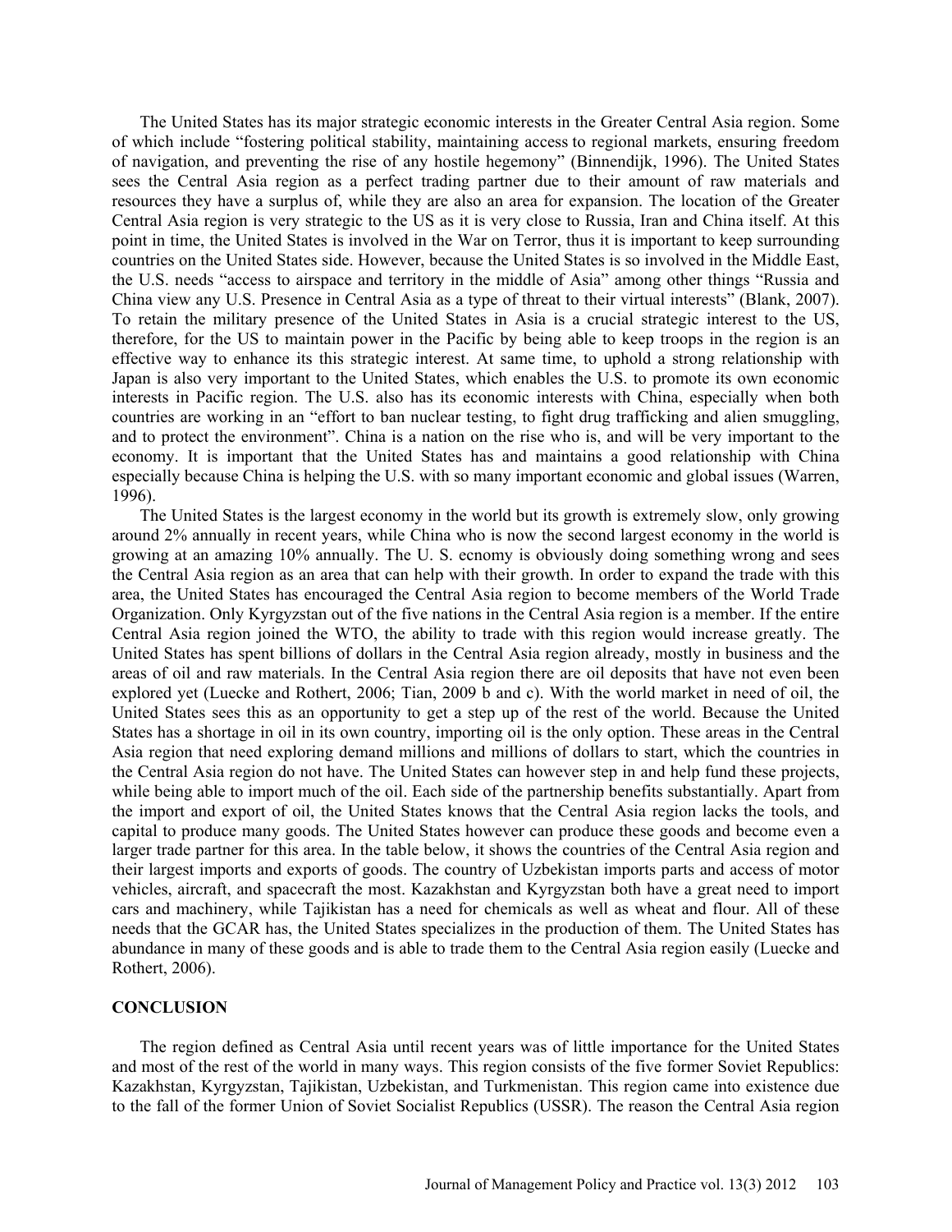The United States has its major strategic economic interests in the Greater Central Asia region. Some of which include "fostering political stability, maintaining access to regional markets, ensuring freedom of navigation, and preventing the rise of any hostile hegemony" (Binnendijk, 1996). The United States sees the Central Asia region as a perfect trading partner due to their amount of raw materials and resources they have a surplus of, while they are also an area for expansion. The location of the Greater Central Asia region is very strategic to the US as it is very close to Russia, Iran and China itself. At this point in time, the United States is involved in the War on Terror, thus it is important to keep surrounding countries on the United States side. However, because the United States is so involved in the Middle East, the U.S. needs "access to airspace and territory in the middle of Asia" among other things "Russia and China view any U.S. Presence in Central Asia as a type of threat to their virtual interests" (Blank, 2007). To retain the military presence of the United States in Asia is a crucial strategic interest to the US, therefore, for the US to maintain power in the Pacific by being able to keep troops in the region is an effective way to enhance its this strategic interest. At same time, to uphold a strong relationship with Japan is also very important to the United States, which enables the U.S. to promote its own economic interests in Pacific region. The U.S. also has its economic interests with China, especially when both countries are working in an "effort to ban nuclear testing, to fight drug trafficking and alien smuggling, and to protect the environment". China is a nation on the rise who is, and will be very important to the economy. It is important that the United States has and maintains a good relationship with China especially because China is helping the U.S. with so many important economic and global issues (Warren, 1996).

The United States is the largest economy in the world but its growth is extremely slow, only growing around 2% annually in recent years, while China who is now the second largest economy in the world is growing at an amazing 10% annually. The U. S. ecnomy is obviously doing something wrong and sees the Central Asia region as an area that can help with their growth. In order to expand the trade with this area, the United States has encouraged the Central Asia region to become members of the World Trade Organization. Only Kyrgyzstan out of the five nations in the Central Asia region is a member. If the entire Central Asia region joined the WTO, the ability to trade with this region would increase greatly. The United States has spent billions of dollars in the Central Asia region already, mostly in business and the areas of oil and raw materials. In the Central Asia region there are oil deposits that have not even been explored yet (Luecke and Rothert, 2006; Tian, 2009 b and c). With the world market in need of oil, the United States sees this as an opportunity to get a step up of the rest of the world. Because the United States has a shortage in oil in its own country, importing oil is the only option. These areas in the Central Asia region that need exploring demand millions and millions of dollars to start, which the countries in the Central Asia region do not have. The United States can however step in and help fund these projects, while being able to import much of the oil. Each side of the partnership benefits substantially. Apart from the import and export of oil, the United States knows that the Central Asia region lacks the tools, and capital to produce many goods. The United States however can produce these goods and become even a larger trade partner for this area. In the table below, it shows the countries of the Central Asia region and their largest imports and exports of goods. The country of Uzbekistan imports parts and access of motor vehicles, aircraft, and spacecraft the most. Kazakhstan and Kyrgyzstan both have a great need to import cars and machinery, while Tajikistan has a need for chemicals as well as wheat and flour. All of these needs that the GCAR has, the United States specializes in the production of them. The United States has abundance in many of these goods and is able to trade them to the Central Asia region easily (Luecke and Rothert, 2006).

## CONCLUSION

The region defined as Central Asia until recent years was of little importance for the United States and most of the rest of the world in many ways. This region consists of the five former Soviet Republics: Kazakhstan, Kyrgyzstan, Tajikistan, Uzbekistan, and Turkmenistan. This region came into existence due to the fall of the former Union of Soviet Socialist Republics (USSR). The reason the Central Asia region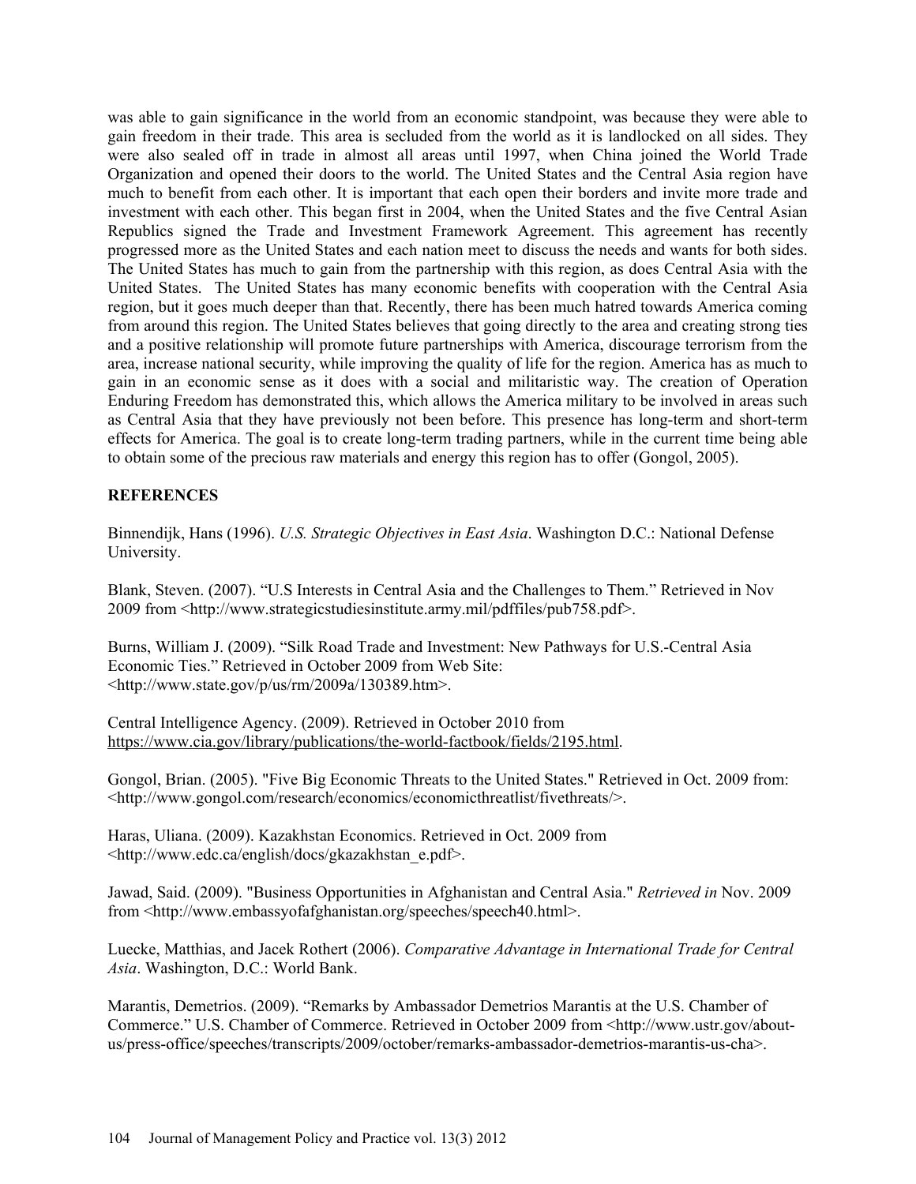was able to gain significance in the world from an economic standpoint, was because they were able to gain freedom in their trade. This area is secluded from the world as it is landlocked on all sides. They were also sealed off in trade in almost all areas until 1997, when China joined the World Trade Organization and opened their doors to the world. The United States and the Central Asia region have much to benefit from each other. It is important that each open their borders and invite more trade and investment with each other. This began first in 2004, when the United States and the five Central Asian Republics signed the Trade and Investment Framework Agreement. This agreement has recently progressed more as the United States and each nation meet to discuss the needs and wants for both sides. The United States has much to gain from the partnership with this region, as does Central Asia with the United States. The United States has many economic benefits with cooperation with the Central Asia region, but it goes much deeper than that. Recently, there has been much hatred towards America coming from around this region. The United States believes that going directly to the area and creating strong ties and a positive relationship will promote future partnerships with America, discourage terrorism from the area, increase national security, while improving the quality of life for the region. America has as much to gain in an economic sense as it does with a social and militaristic way. The creation of Operation Enduring Freedom has demonstrated this, which allows the America military to be involved in areas such as Central Asia that they have previously not been before. This presence has long-term and short-term effects for America. The goal is to create long-term trading partners, while in the current time being able to obtain some of the precious raw materials and energy this region has to offer (Gongol, 2005).

## REFERENCES

Binnendijk, Hans (1996). *U.S. Strategic Objectives in East Asia*. Washington D.C.: National Defense University.

Blank, Steven. (2007). "U.S Interests in Central Asia and the Challenges to Them." Retrieved in Nov 2009 from <http://www.strategicstudiesinstitute.army.mil/pdffiles/pub758.pdf>.

Burns, William J. (2009). "Silk Road Trade and Investment: New Pathways for U.S.-Central Asia Economic Ties." Retrieved in October 2009 from Web Site: <http://www.state.gov/p/us/rm/2009a/130389.htm>.

Central Intelligence Agency. (2009). Retrieved in October 2010 from https://www.cia.gov/library/publications/the-world-factbook/fields/2195.html.

Gongol, Brian. (2005). "Five Big Economic Threats to the United States." Retrieved in Oct. 2009 from: <http://www.gongol.com/research/economics/economicthreatlist/fivethreats/>.

Haras, Uliana. (2009). Kazakhstan Economics. Retrieved in Oct. 2009 from <http://www.edc.ca/english/docs/gkazakhstan_e.pdf>.

Jawad, Said. (2009). "Business Opportunities in Afghanistan and Central Asia." *Retrieved in* Nov. 2009 from <http://www.embassyofafghanistan.org/speeches/speech40.html>.

Luecke, Matthias, and Jacek Rothert (2006). *Comparative Advantage in International Trade for Central Asia*. Washington, D.C.: World Bank.

Marantis, Demetrios. (2009). "Remarks by Ambassador Demetrios Marantis at the U.S. Chamber of Commerce." U.S. Chamber of Commerce. Retrieved in October 2009 from <http://www.ustr.gov/about-us/press-office/speeches/transcripts/2009/october/remarks-ambassador-demetrios-marantis-us-cha>.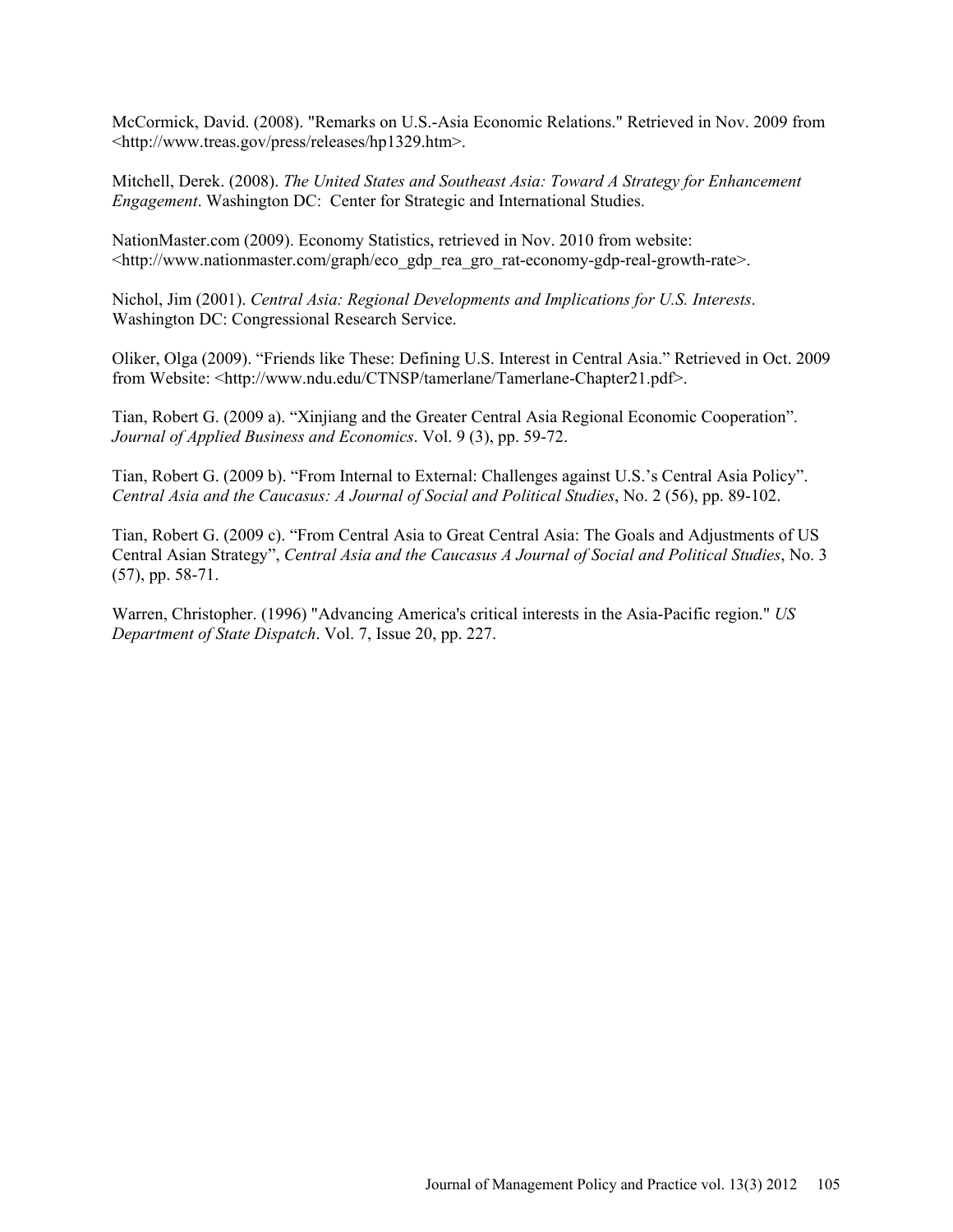McCormick, David. (2008). "Remarks on U.S.-Asia Economic Relations." Retrieved in Nov. 2009 from <http://www.treas.gov/press/releases/hp1329.htm>.

Mitchell, Derek. (2008). *The United States and Southeast Asia: Toward A Strategy for Enhancement Engagement*. Washington DC: Center for Strategic and International Studies.

NationMaster.com (2009). Economy Statistics, retrieved in Nov. 2010 from website: <http://www.nationmaster.com/graph/eco_gdp_rea_gro_rat-economy-gdp-real-growth-rate>.

Nichol, Jim (2001). *Central Asia: Regional Developments and Implications for U.S. Interests*. Washington DC: Congressional Research Service.

Oliker, Olga (2009). "Friends like These: Defining U.S. Interest in Central Asia." Retrieved in Oct. 2009 from Website: <http://www.ndu.edu/CTNSP/tamerlane/Tamerlane-Chapter21.pdf>.

Tian, Robert G. (2009 a). "Xinjiang and the Greater Central Asia Regional Economic Cooperation". *Journal of Applied Business and Economics*. Vol. 9 (3), pp. 59-72.

Tian, Robert G. (2009 b). "From Internal to External: Challenges against U.S.'s Central Asia Policy". *Central Asia and the Caucasus: A Journal of Social and Political Studies*, No. 2 (56), pp. 89-102.

Tian, Robert G. (2009 c). "From Central Asia to Great Central Asia: The Goals and Adjustments of US Central Asian Strategy", *Central Asia and the Caucasus A Journal of Social and Political Studies*, No. 3 (57), pp. 58-71.

Warren, Christopher. (1996) "Advancing America's critical interests in the Asia-Pacific region." *US Department of State Dispatch*. Vol. 7, Issue 20, pp. 227.